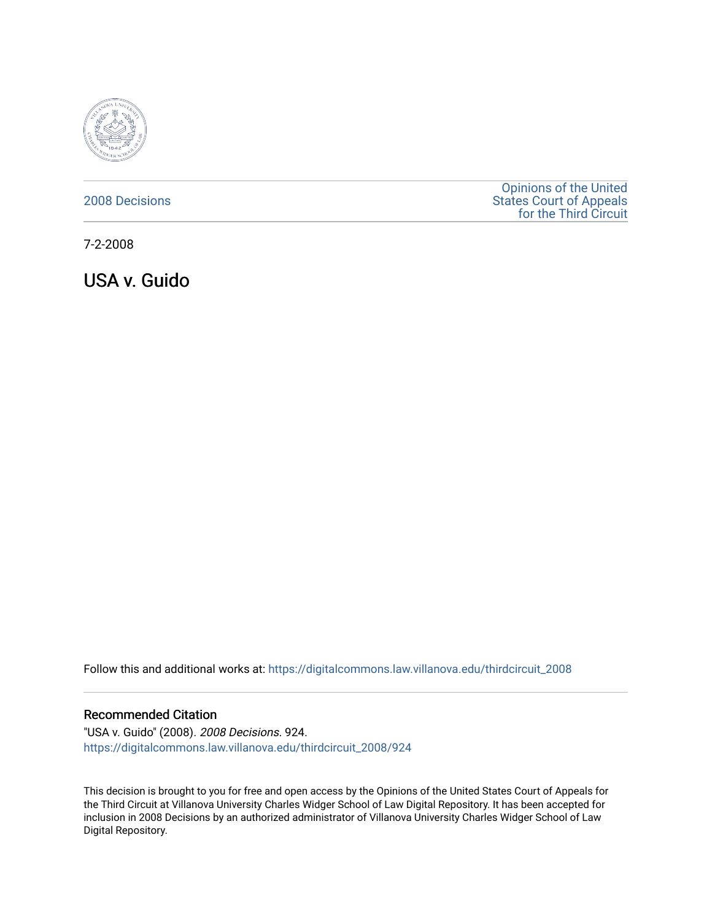2008 Decisions

Opinions of the United States Court of Appeals for the Third Circuit

7-2-2008

# USA v. Guido

Follow this and additional works at: https://digitalcommons.law.villanova.edu/thirdcircuit_2008

## Recommended Citation

"USA v. Guido" (2008). *2008 Decisions*. 924.
https://digitalcommons.law.villanova.edu/thirdcircuit_2008/924

This decision is brought to you for free and open access by the Opinions of the United States Court of Appeals for the Third Circuit at Villanova University Charles Widger School of Law Digital Repository. It has been accepted for inclusion in 2008 Decisions by an authorized administrator of Villanova University Charles Widger School of Law Digital Repository.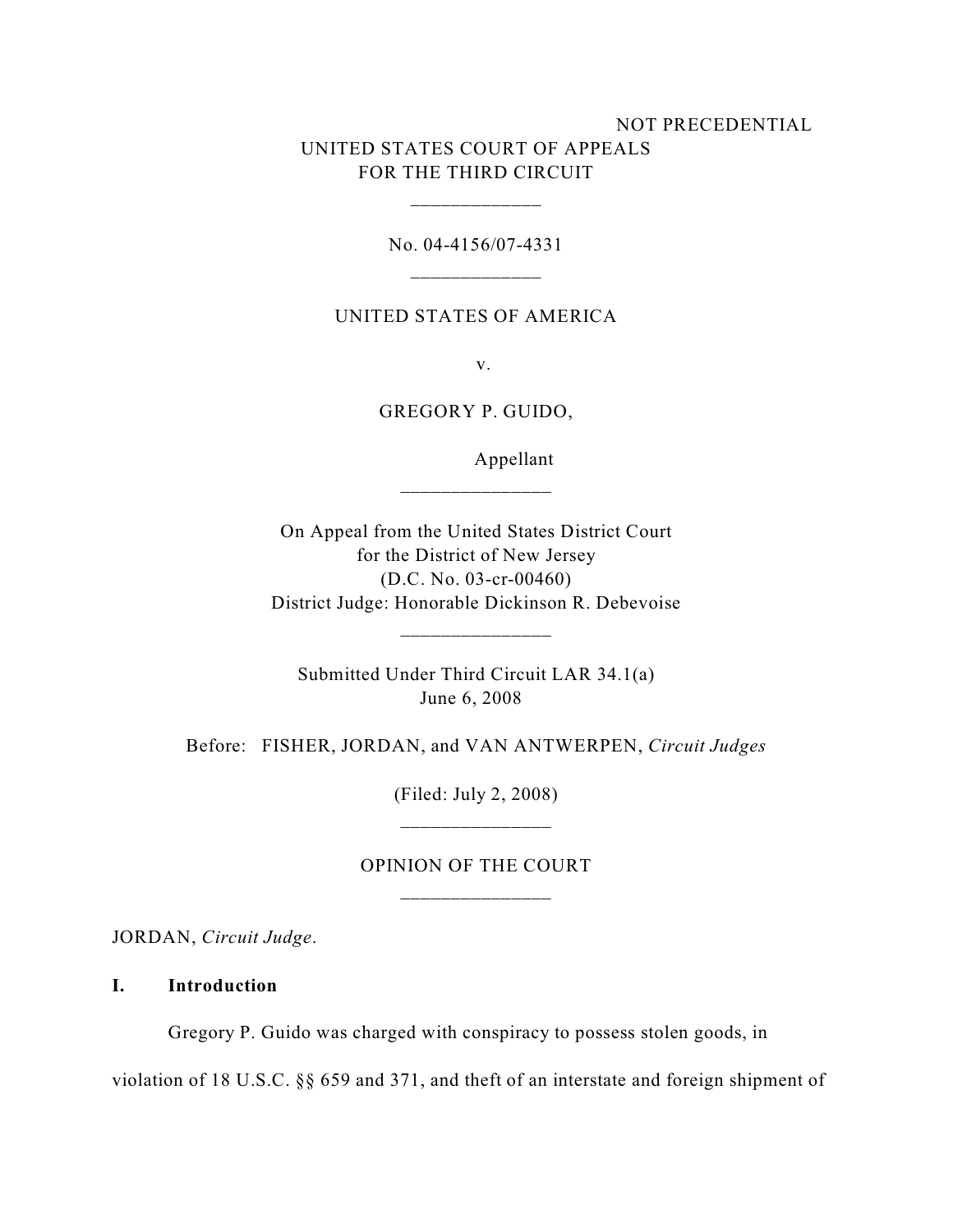NOT PRECEDENTIAL

UNITED STATES COURT OF APPEALS
FOR THE THIRD CIRCUIT

\_\_\_\_\_\_\_\_\_\_\_\_\_

No. 04-4156/07-4331

\_\_\_\_\_\_\_\_\_\_\_\_\_

UNITED STATES OF AMERICA

v.

GREGORY P. GUIDO,

Appellant

\_\_\_\_\_\_\_\_\_\_\_\_\_\_\_

On Appeal from the United States District Court
for the District of New Jersey
(D.C. No. 03-cr-00460)
District Judge: Honorable Dickinson R. Debevoise

\_\_\_\_\_\_\_\_\_\_\_\_\_\_\_

Submitted Under Third Circuit LAR 34.1(a)
June 6, 2008

Before: FISHER, JORDAN, and VAN ANTWERPEN, *Circuit Judges*

(Filed: July 2, 2008)

\_\_\_\_\_\_\_\_\_\_\_\_\_\_\_

OPINION OF THE COURT

\_\_\_\_\_\_\_\_\_\_\_\_\_\_\_

JORDAN, *Circuit Judge*.

## I. Introduction

Gregory P. Guido was charged with conspiracy to possess stolen goods, in violation of 18 U.S.C. §§ 659 and 371, and theft of an interstate and foreign shipment of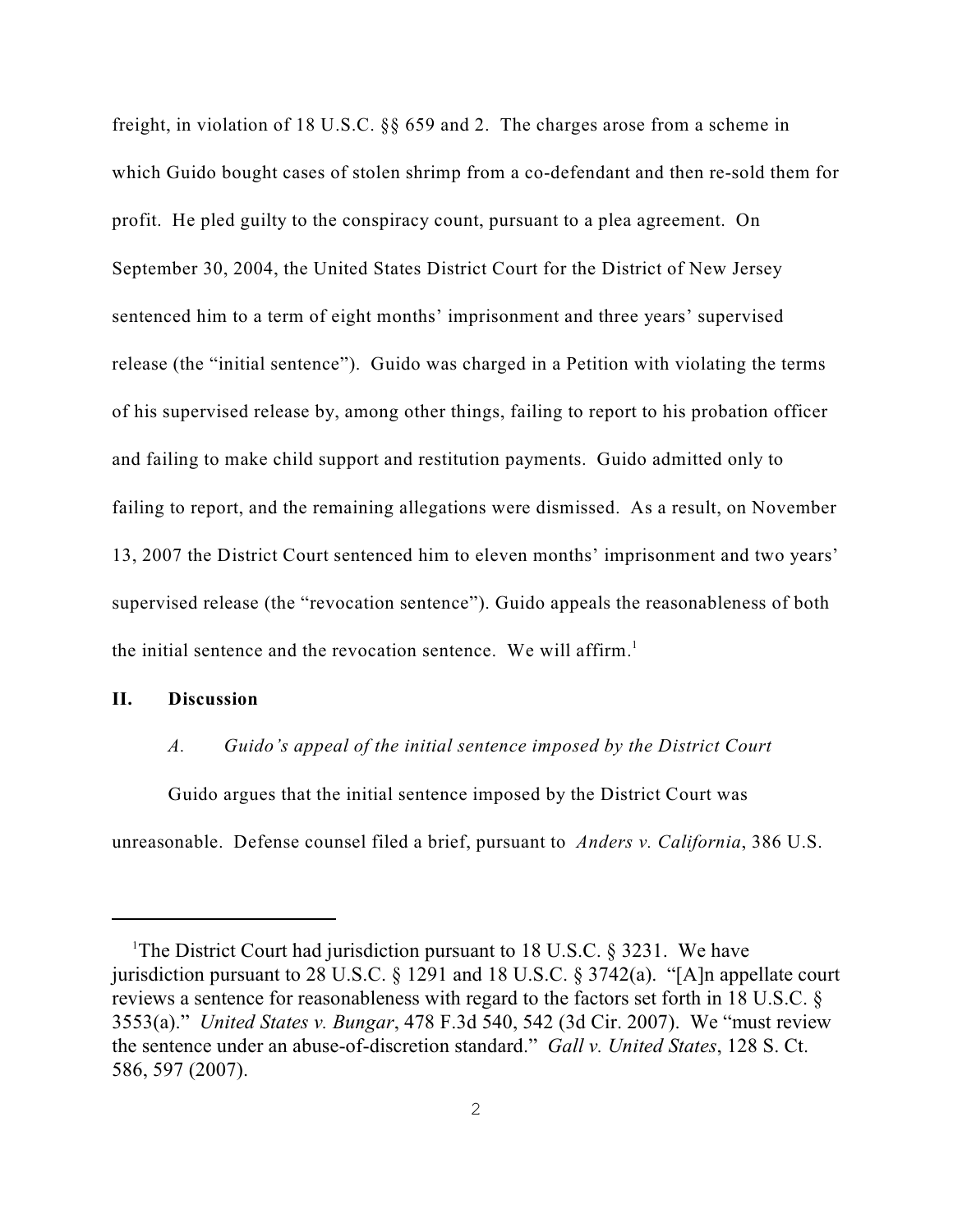freight, in violation of 18 U.S.C. §§ 659 and 2. The charges arose from a scheme in which Guido bought cases of stolen shrimp from a co-defendant and then re-sold them for profit. He pled guilty to the conspiracy count, pursuant to a plea agreement. On September 30, 2004, the United States District Court for the District of New Jersey sentenced him to a term of eight months' imprisonment and three years' supervised release (the "initial sentence"). Guido was charged in a Petition with violating the terms of his supervised release by, among other things, failing to report to his probation officer and failing to make child support and restitution payments. Guido admitted only to failing to report, and the remaining allegations were dismissed. As a result, on November 13, 2007 the District Court sentenced him to eleven months' imprisonment and two years' supervised release (the "revocation sentence"). Guido appeals the reasonableness of both the initial sentence and the revocation sentence. We will affirm.[1]

## II. Discussion

### *A. Guido's appeal of the initial sentence imposed by the District Court*

Guido argues that the initial sentence imposed by the District Court was unreasonable. Defense counsel filed a brief, pursuant to *Anders v. California*, 386 U.S.

---

[1] The District Court had jurisdiction pursuant to 18 U.S.C. § 3231. We have jurisdiction pursuant to 28 U.S.C. § 1291 and 18 U.S.C. § 3742(a). "[A]n appellate court reviews a sentence for reasonableness with regard to the factors set forth in 18 U.S.C. § 3553(a)." *United States v. Bungar*, 478 F.3d 540, 542 (3d Cir. 2007). We "must review the sentence under an abuse-of-discretion standard." *Gall v. United States*, 128 S. Ct. 586, 597 (2007).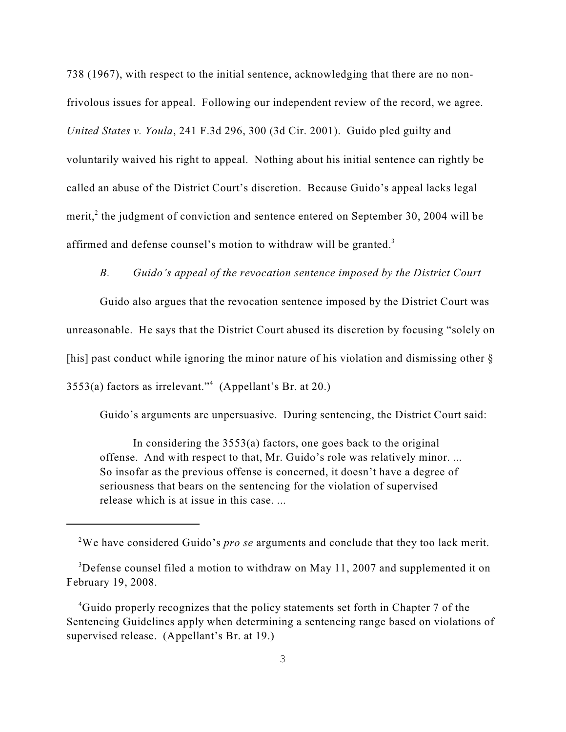738 (1967), with respect to the initial sentence, acknowledging that there are no non-frivolous issues for appeal. Following our independent review of the record, we agree. *United States v. Youla*, 241 F.3d 296, 300 (3d Cir. 2001). Guido pled guilty and voluntarily waived his right to appeal. Nothing about his initial sentence can rightly be called an abuse of the District Court's discretion. Because Guido's appeal lacks legal merit,[2] the judgment of conviction and sentence entered on September 30, 2004 will be affirmed and defense counsel's motion to withdraw will be granted.[3]

*B. Guido's appeal of the revocation sentence imposed by the District Court*

Guido also argues that the revocation sentence imposed by the District Court was unreasonable. He says that the District Court abused its discretion by focusing "solely on [his] past conduct while ignoring the minor nature of his violation and dismissing other § 3553(a) factors as irrelevant."[4] (Appellant's Br. at 20.)

Guido's arguments are unpersuasive. During sentencing, the District Court said:

> In considering the 3553(a) factors, one goes back to the original offense. And with respect to that, Mr. Guido's role was relatively minor. ... So insofar as the previous offense is concerned, it doesn't have a degree of seriousness that bears on the sentencing for the violation of supervised release which is at issue in this case. ...

---

[2]We have considered Guido's *pro se* arguments and conclude that they too lack merit.

[3]Defense counsel filed a motion to withdraw on May 11, 2007 and supplemented it on February 19, 2008.

[4]Guido properly recognizes that the policy statements set forth in Chapter 7 of the Sentencing Guidelines apply when determining a sentencing range based on violations of supervised release. (Appellant's Br. at 19.)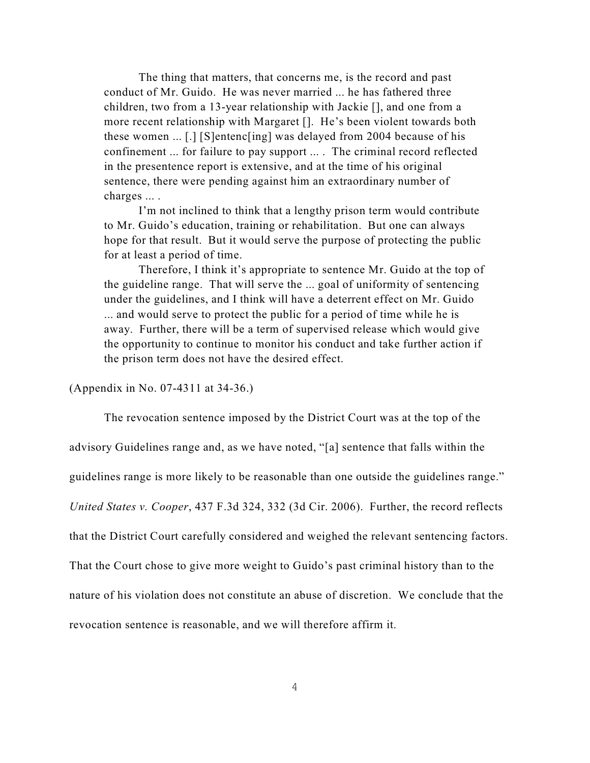> The thing that matters, that concerns me, is the record and past conduct of Mr. Guido. He was never married ... he has fathered three children, two from a 13-year relationship with Jackie [], and one from a more recent relationship with Margaret []. He's been violent towards both these women ... [.] [S]entenc[ing] was delayed from 2004 because of his confinement ... for failure to pay support ... . The criminal record reflected in the presentence report is extensive, and at the time of his original sentence, there were pending against him an extraordinary number of charges ... .
>
> I'm not inclined to think that a lengthy prison term would contribute to Mr. Guido's education, training or rehabilitation. But one can always hope for that result. But it would serve the purpose of protecting the public for at least a period of time.
>
> Therefore, I think it's appropriate to sentence Mr. Guido at the top of the guideline range. That will serve the ... goal of uniformity of sentencing under the guidelines, and I think will have a deterrent effect on Mr. Guido ... and would serve to protect the public for a period of time while he is away. Further, there will be a term of supervised release which would give the opportunity to continue to monitor his conduct and take further action if the prison term does not have the desired effect.

(Appendix in No. 07-4311 at 34-36.)

The revocation sentence imposed by the District Court was at the top of the advisory Guidelines range and, as we have noted, "[a] sentence that falls within the guidelines range is more likely to be reasonable than one outside the guidelines range." *United States v. Cooper*, 437 F.3d 324, 332 (3d Cir. 2006). Further, the record reflects that the District Court carefully considered and weighed the relevant sentencing factors. That the Court chose to give more weight to Guido's past criminal history than to the nature of his violation does not constitute an abuse of discretion. We conclude that the revocation sentence is reasonable, and we will therefore affirm it.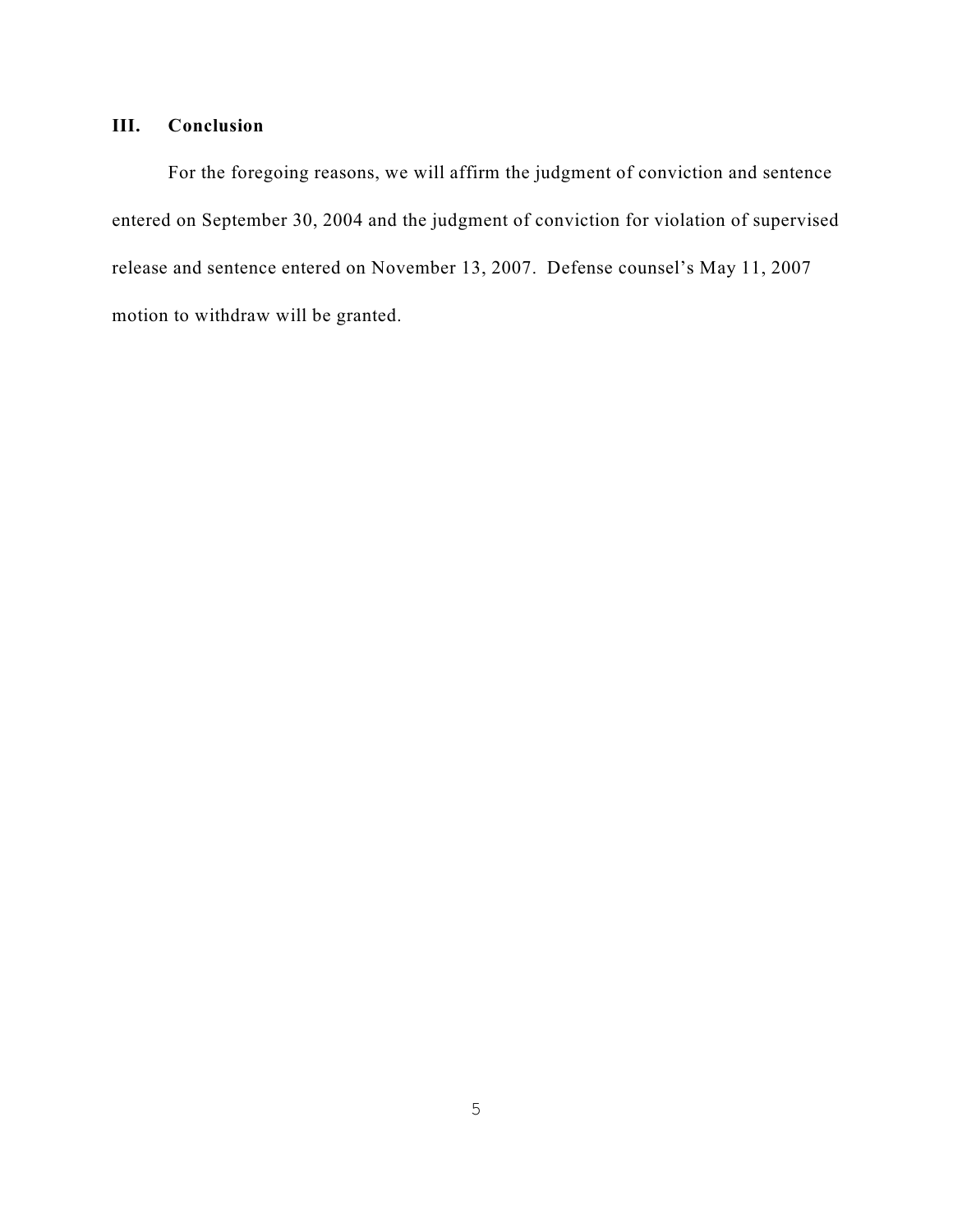## III. Conclusion

For the foregoing reasons, we will affirm the judgment of conviction and sentence entered on September 30, 2004 and the judgment of conviction for violation of supervised release and sentence entered on November 13, 2007. Defense counsel's May 11, 2007 motion to withdraw will be granted.